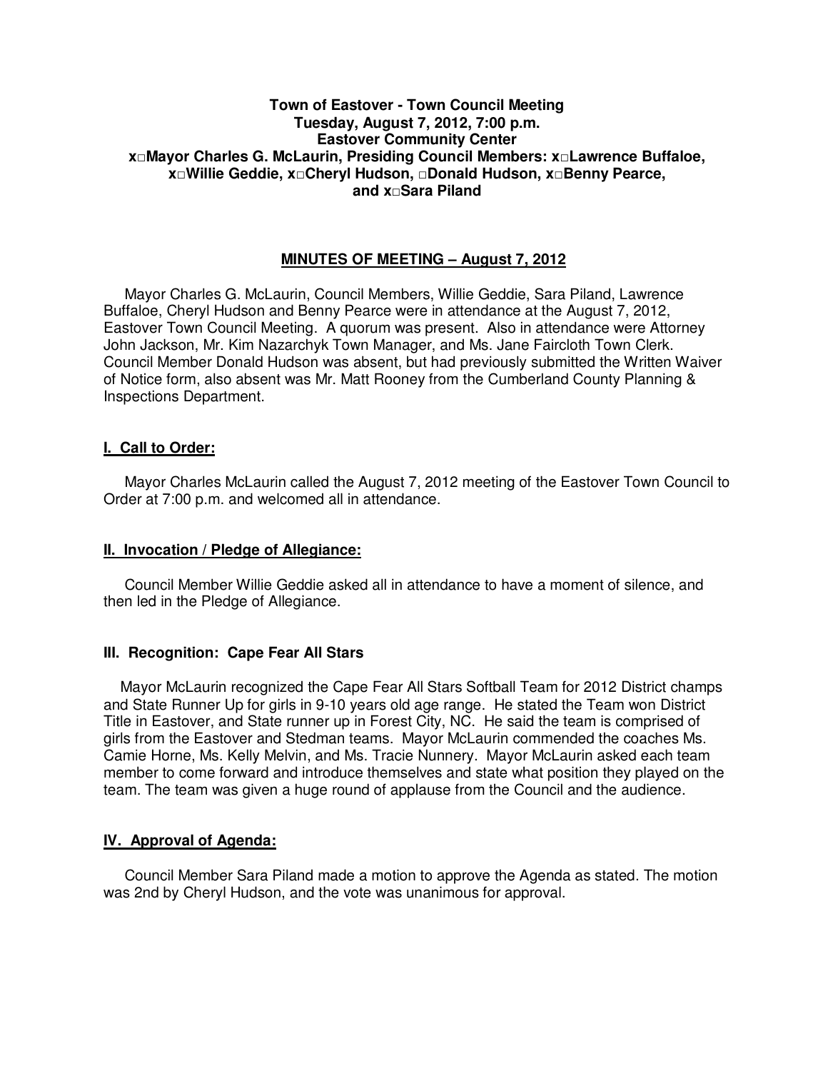**Town of Eastover - Town Council Meeting**
**Tuesday, August 7, 2012, 7:00 p.m.**
**Eastover Community Center**
**x□Mayor Charles G. McLaurin, Presiding Council Members: x□Lawrence Buffaloe, x□Willie Geddie, x□Cheryl Hudson, □Donald Hudson, x□Benny Pearce, and x□Sara Piland**

## MINUTES OF MEETING – August 7, 2012

Mayor Charles G. McLaurin, Council Members, Willie Geddie, Sara Piland, Lawrence Buffaloe, Cheryl Hudson and Benny Pearce were in attendance at the August 7, 2012, Eastover Town Council Meeting. A quorum was present. Also in attendance were Attorney John Jackson, Mr. Kim Nazarchyk Town Manager, and Ms. Jane Faircloth Town Clerk. Council Member Donald Hudson was absent, but had previously submitted the Written Waiver of Notice form, also absent was Mr. Matt Rooney from the Cumberland County Planning & Inspections Department.

### I. Call to Order:

Mayor Charles McLaurin called the August 7, 2012 meeting of the Eastover Town Council to Order at 7:00 p.m. and welcomed all in attendance.

### II. Invocation / Pledge of Allegiance:

Council Member Willie Geddie asked all in attendance to have a moment of silence, and then led in the Pledge of Allegiance.

### III. Recognition: Cape Fear All Stars

Mayor McLaurin recognized the Cape Fear All Stars Softball Team for 2012 District champs and State Runner Up for girls in 9-10 years old age range. He stated the Team won District Title in Eastover, and State runner up in Forest City, NC. He said the team is comprised of girls from the Eastover and Stedman teams. Mayor McLaurin commended the coaches Ms. Camie Horne, Ms. Kelly Melvin, and Ms. Tracie Nunnery. Mayor McLaurin asked each team member to come forward and introduce themselves and state what position they played on the team. The team was given a huge round of applause from the Council and the audience.

### IV. Approval of Agenda:

Council Member Sara Piland made a motion to approve the Agenda as stated. The motion was 2nd by Cheryl Hudson, and the vote was unanimous for approval.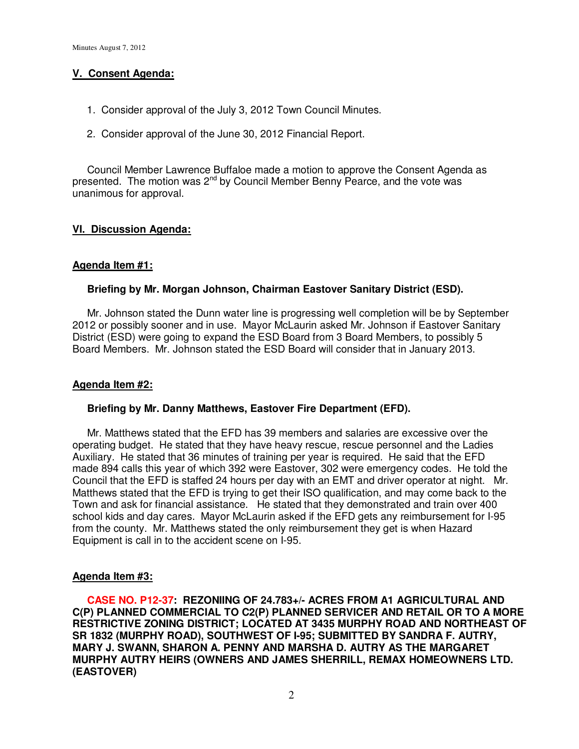## V. Consent Agenda:

1. Consider approval of the July 3, 2012 Town Council Minutes.
2. Consider approval of the June 30, 2012 Financial Report.

Council Member Lawrence Buffaloe made a motion to approve the Consent Agenda as presented. The motion was 2[nd] by Council Member Benny Pearce, and the vote was unanimous for approval.

## VI. Discussion Agenda:

### Agenda Item #1:

**Briefing by Mr. Morgan Johnson, Chairman Eastover Sanitary District (ESD).**

Mr. Johnson stated the Dunn water line is progressing well completion will be by September 2012 or possibly sooner and in use. Mayor McLaurin asked Mr. Johnson if Eastover Sanitary District (ESD) were going to expand the ESD Board from 3 Board Members, to possibly 5 Board Members. Mr. Johnson stated the ESD Board will consider that in January 2013.

### Agenda Item #2:

**Briefing by Mr. Danny Matthews, Eastover Fire Department (EFD).**

Mr. Matthews stated that the EFD has 39 members and salaries are excessive over the operating budget. He stated that they have heavy rescue, rescue personnel and the Ladies Auxiliary. He stated that 36 minutes of training per year is required. He said that the EFD made 894 calls this year of which 392 were Eastover, 302 were emergency codes. He told the Council that the EFD is staffed 24 hours per day with an EMT and driver operator at night. Mr. Matthews stated that the EFD is trying to get their ISO qualification, and may come back to the Town and ask for financial assistance. He stated that they demonstrated and train over 400 school kids and day cares. Mayor McLaurin asked if the EFD gets any reimbursement for I-95 from the county. Mr. Matthews stated the only reimbursement they get is when Hazard Equipment is call in to the accident scene on I-95.

### Agenda Item #3:

**CASE NO. P12-37: REZONIING OF 24.783+/- ACRES FROM A1 AGRICULTURAL AND C(P) PLANNED COMMERCIAL TO C2(P) PLANNED SERVICER AND RETAIL OR TO A MORE RESTRICTIVE ZONING DISTRICT; LOCATED AT 3435 MURPHY ROAD AND NORTHEAST OF SR 1832 (MURPHY ROAD), SOUTHWEST OF I-95; SUBMITTED BY SANDRA F. AUTRY, MARY J. SWANN, SHARON A. PENNY AND MARSHA D. AUTRY AS THE MARGARET MURPHY AUTRY HEIRS (OWNERS AND JAMES SHERRILL, REMAX HOMEOWNERS LTD. (EASTOVER)**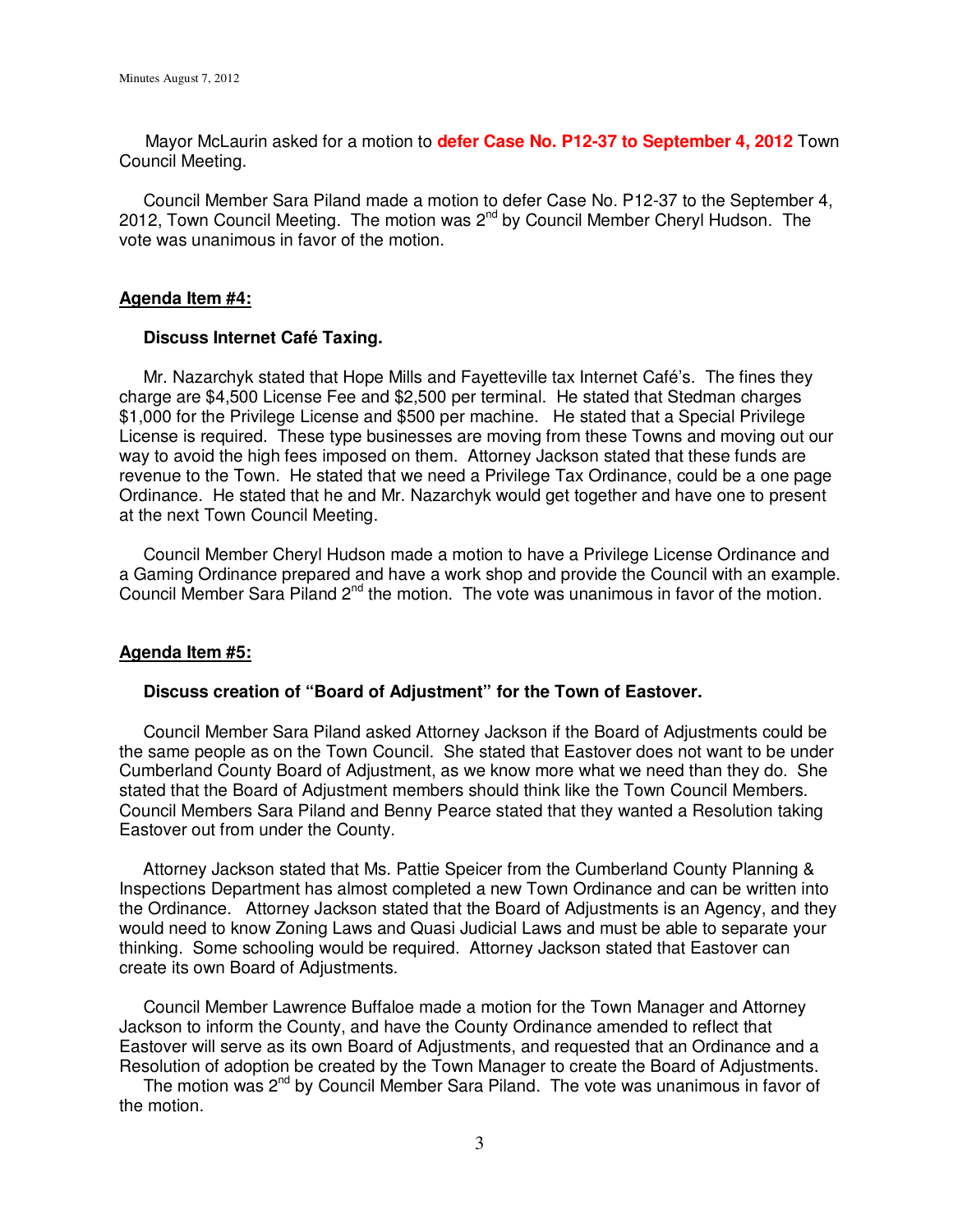Mayor McLaurin asked for a motion to **defer Case No. P12-37 to September 4, 2012** Town Council Meeting.

Council Member Sara Piland made a motion to defer Case No. P12-37 to the September 4, 2012, Town Council Meeting. The motion was 2nd by Council Member Cheryl Hudson. The vote was unanimous in favor of the motion.

**Agenda Item #4:**

**Discuss Internet Café Taxing.**

Mr. Nazarchyk stated that Hope Mills and Fayetteville tax Internet Café's. The fines they charge are $4,500 License Fee and $2,500 per terminal. He stated that Stedman charges $1,000 for the Privilege License and $500 per machine. He stated that a Special Privilege License is required. These type businesses are moving from these Towns and moving out our way to avoid the high fees imposed on them. Attorney Jackson stated that these funds are revenue to the Town. He stated that we need a Privilege Tax Ordinance, could be a one page Ordinance. He stated that he and Mr. Nazarchyk would get together and have one to present at the next Town Council Meeting.

Council Member Cheryl Hudson made a motion to have a Privilege License Ordinance and a Gaming Ordinance prepared and have a work shop and provide the Council with an example. Council Member Sara Piland 2nd the motion. The vote was unanimous in favor of the motion.

**Agenda Item #5:**

**Discuss creation of "Board of Adjustment" for the Town of Eastover.**

Council Member Sara Piland asked Attorney Jackson if the Board of Adjustments could be the same people as on the Town Council. She stated that Eastover does not want to be under Cumberland County Board of Adjustment, as we know more what we need than they do. She stated that the Board of Adjustment members should think like the Town Council Members. Council Members Sara Piland and Benny Pearce stated that they wanted a Resolution taking Eastover out from under the County.

Attorney Jackson stated that Ms. Pattie Speicer from the Cumberland County Planning & Inspections Department has almost completed a new Town Ordinance and can be written into the Ordinance. Attorney Jackson stated that the Board of Adjustments is an Agency, and they would need to know Zoning Laws and Quasi Judicial Laws and must be able to separate your thinking. Some schooling would be required. Attorney Jackson stated that Eastover can create its own Board of Adjustments.

Council Member Lawrence Buffaloe made a motion for the Town Manager and Attorney Jackson to inform the County, and have the County Ordinance amended to reflect that Eastover will serve as its own Board of Adjustments, and requested that an Ordinance and a Resolution of adoption be created by the Town Manager to create the Board of Adjustments. The motion was 2nd by Council Member Sara Piland. The vote was unanimous in favor of the motion.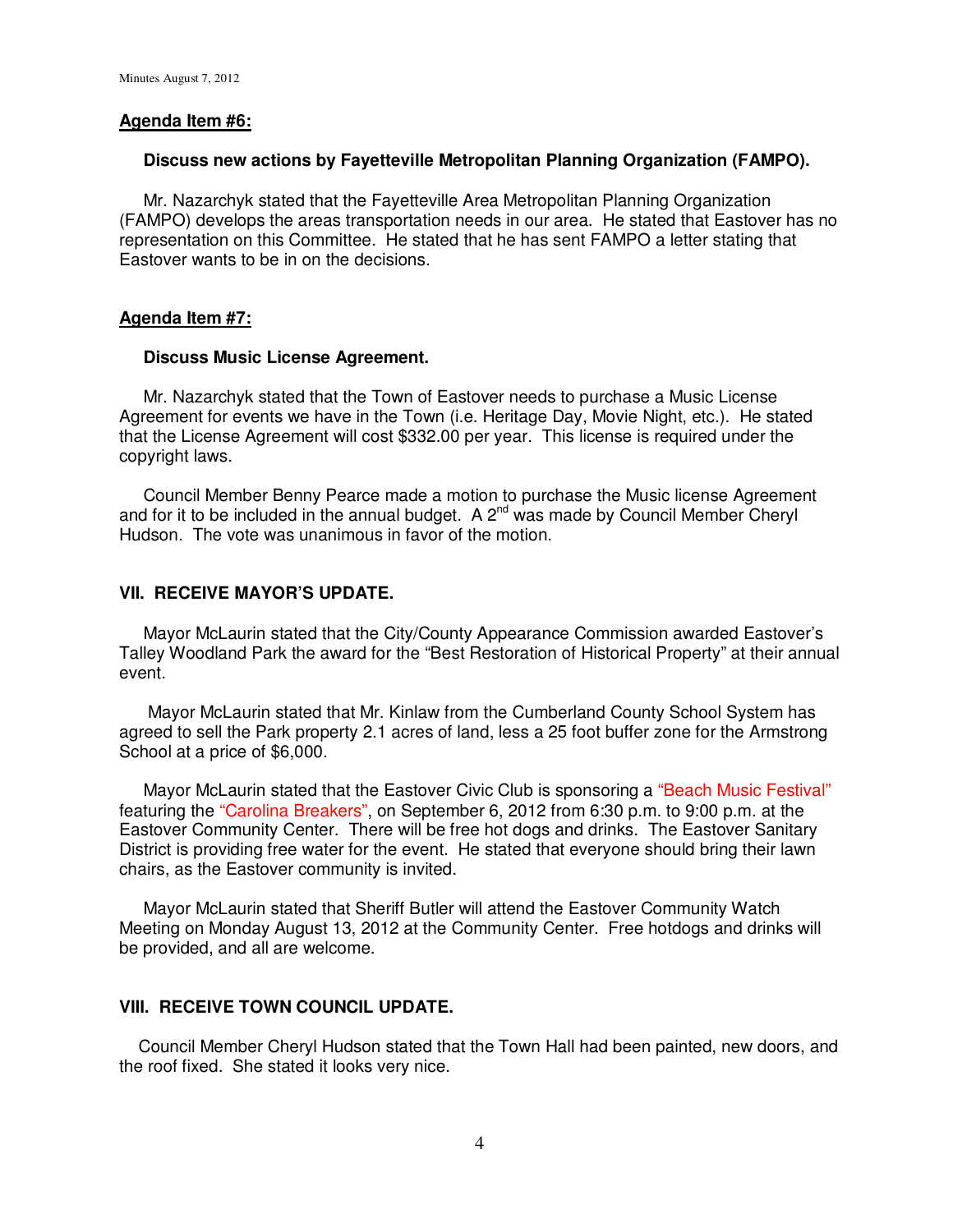## Agenda Item #6:

**Discuss new actions by Fayetteville Metropolitan Planning Organization (FAMPO).**

Mr. Nazarchyk stated that the Fayetteville Area Metropolitan Planning Organization (FAMPO) develops the areas transportation needs in our area. He stated that Eastover has no representation on this Committee. He stated that he has sent FAMPO a letter stating that Eastover wants to be in on the decisions.

## Agenda Item #7:

**Discuss Music License Agreement.**

Mr. Nazarchyk stated that the Town of Eastover needs to purchase a Music License Agreement for events we have in the Town (i.e. Heritage Day, Movie Night, etc.). He stated that the License Agreement will cost $332.00 per year. This license is required under the copyright laws.

Council Member Benny Pearce made a motion to purchase the Music license Agreement and for it to be included in the annual budget. A 2nd was made by Council Member Cheryl Hudson. The vote was unanimous in favor of the motion.

## VII. RECEIVE MAYOR'S UPDATE.

Mayor McLaurin stated that the City/County Appearance Commission awarded Eastover's Talley Woodland Park the award for the "Best Restoration of Historical Property" at their annual event.

Mayor McLaurin stated that Mr. Kinlaw from the Cumberland County School System has agreed to sell the Park property 2.1 acres of land, less a 25 foot buffer zone for the Armstrong School at a price of $6,000.

Mayor McLaurin stated that the Eastover Civic Club is sponsoring a "Beach Music Festival" featuring the "Carolina Breakers", on September 6, 2012 from 6:30 p.m. to 9:00 p.m. at the Eastover Community Center. There will be free hot dogs and drinks. The Eastover Sanitary District is providing free water for the event. He stated that everyone should bring their lawn chairs, as the Eastover community is invited.

Mayor McLaurin stated that Sheriff Butler will attend the Eastover Community Watch Meeting on Monday August 13, 2012 at the Community Center. Free hotdogs and drinks will be provided, and all are welcome.

## VIII. RECEIVE TOWN COUNCIL UPDATE.

Council Member Cheryl Hudson stated that the Town Hall had been painted, new doors, and the roof fixed. She stated it looks very nice.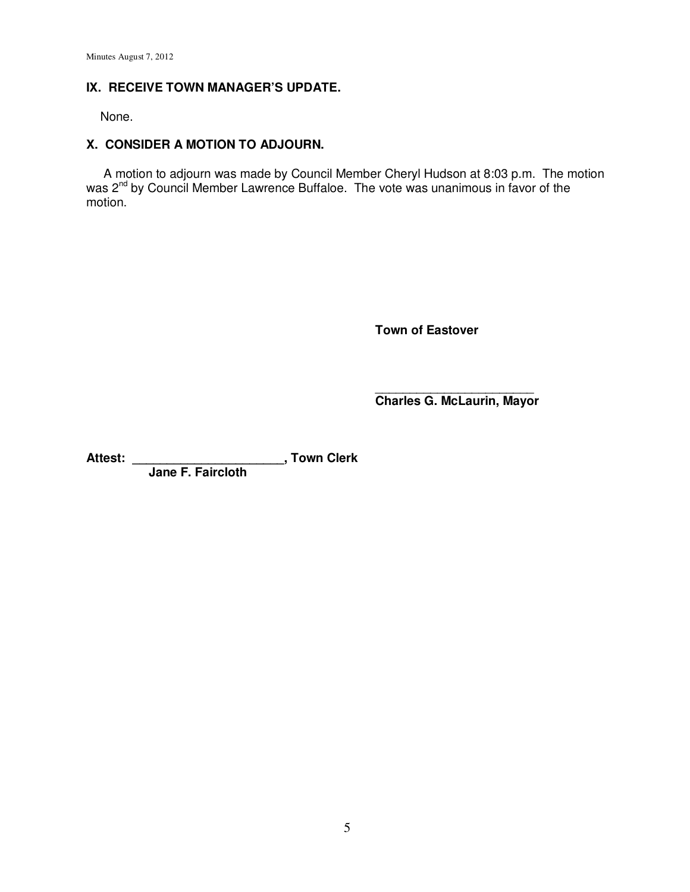## IX. RECEIVE TOWN MANAGER'S UPDATE.

None.

## X. CONSIDER A MOTION TO ADJOURN.

A motion to adjourn was made by Council Member Cheryl Hudson at 8:03 p.m. The motion was 2nd by Council Member Lawrence Buffaloe. The vote was unanimous in favor of the motion.

**Town of Eastover**

________________________
**Charles G. McLaurin, Mayor**

**Attest: ______________________, Town Clerk**
**Jane F. Faircloth**